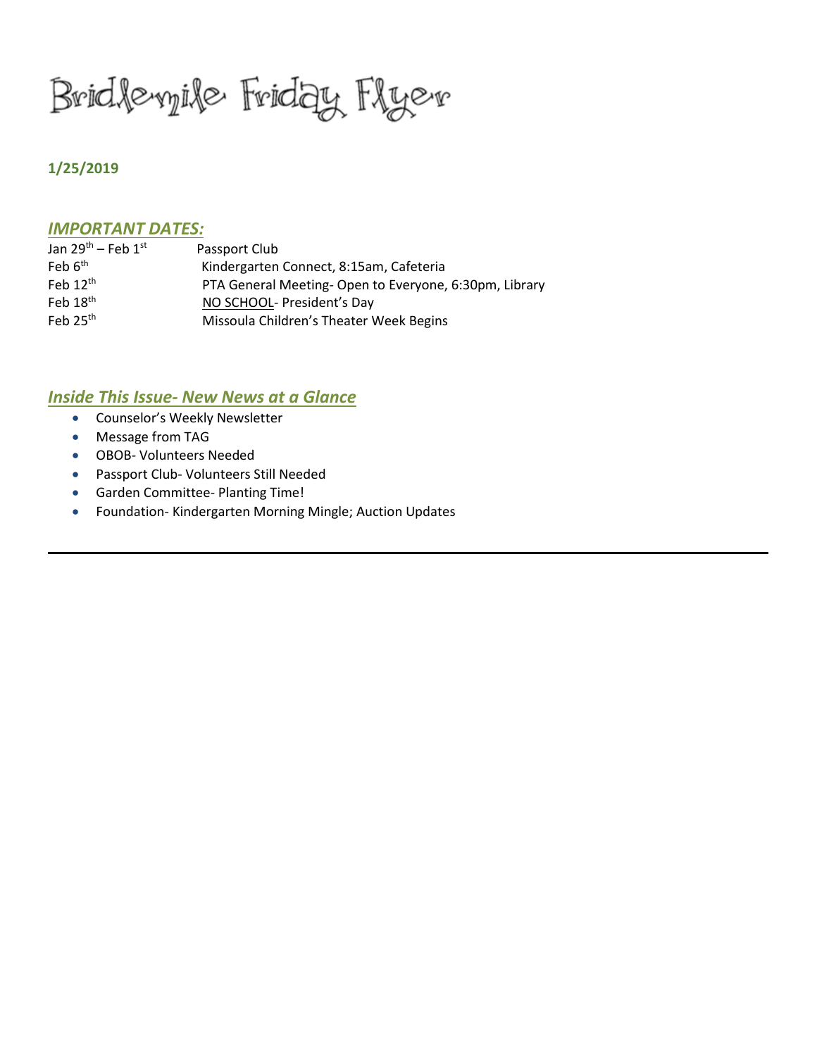# Bridlemile Friday Flyer

**1/25/2019**

## *IMPORTANT DATES:*

| | |
|---|---|
| Jan 29th – Feb 1st | Passport Club |
| Feb 6th | Kindergarten Connect, 8:15am, Cafeteria |
| Feb 12th | PTA General Meeting- Open to Everyone, 6:30pm, Library |
| Feb 18th | NO SCHOOL- President's Day |
| Feb 25th | Missoula Children's Theater Week Begins |

## *Inside This Issue- New News at a Glance*

- Counselor's Weekly Newsletter
- Message from TAG
- OBOB- Volunteers Needed
- Passport Club- Volunteers Still Needed
- Garden Committee- Planting Time!
- Foundation- Kindergarten Morning Mingle; Auction Updates

---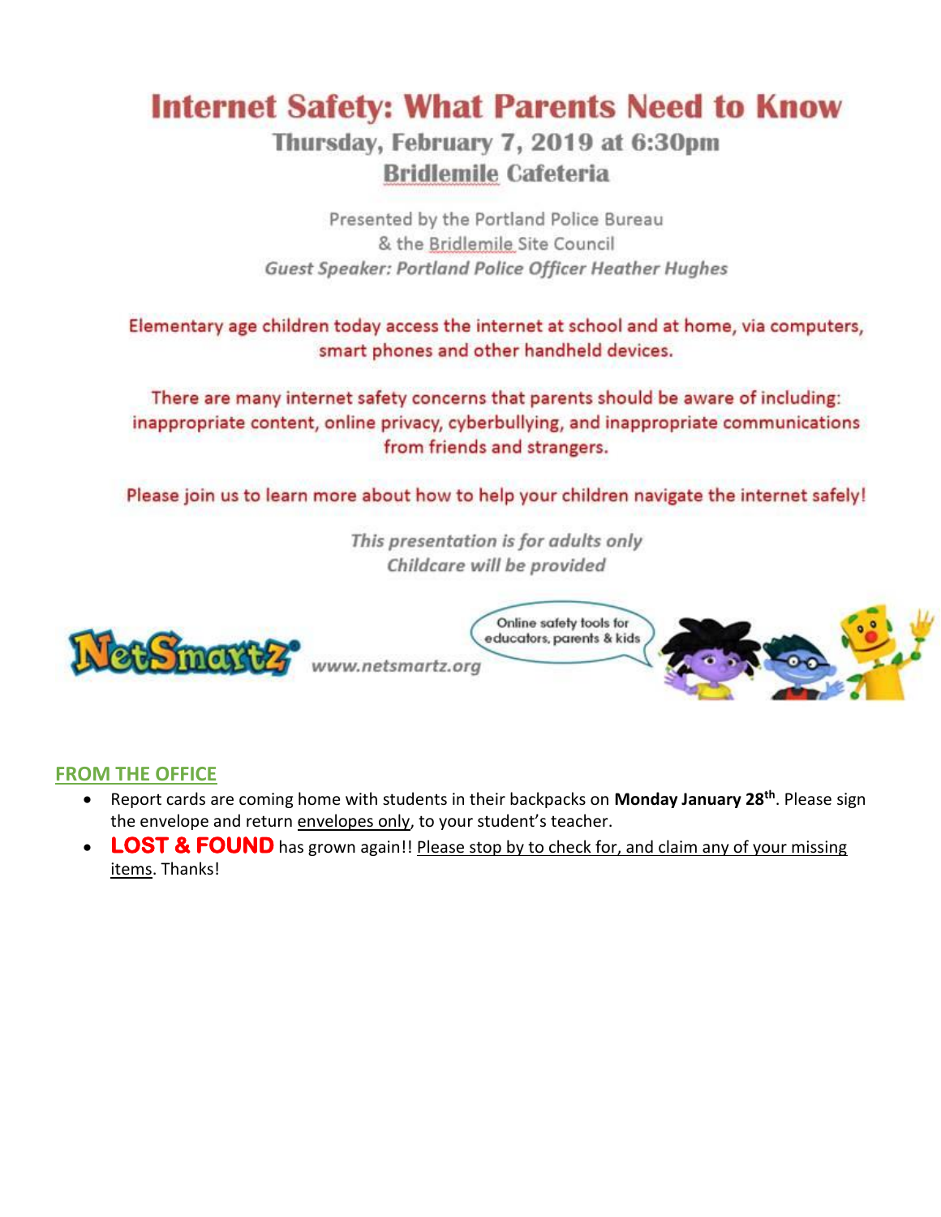# Internet Safety: What Parents Need to Know

## Thursday, February 7, 2019 at 6:30pm

## Bridlemile Cafeteria

Presented by the Portland Police Bureau
& the Bridlemile Site Council

*Guest Speaker: Portland Police Officer Heather Hughes*

Elementary age children today access the internet at school and at home, via computers, smart phones and other handheld devices.

There are many internet safety concerns that parents should be aware of including: inappropriate content, online privacy, cyberbullying, and inappropriate communications from friends and strangers.

Please join us to learn more about how to help your children navigate the internet safely!

*This presentation is for adults only*
*Childcare will be provided*

NetSmartz www.netsmartz.org

Online safety tools for educators, parents & kids

## FROM THE OFFICE

- Report cards are coming home with students in their backpacks on **Monday January 28th**. Please sign the envelope and return envelopes only, to your student's teacher.
- **LOST & FOUND** has grown again!! Please stop by to check for, and claim any of your missing items. Thanks!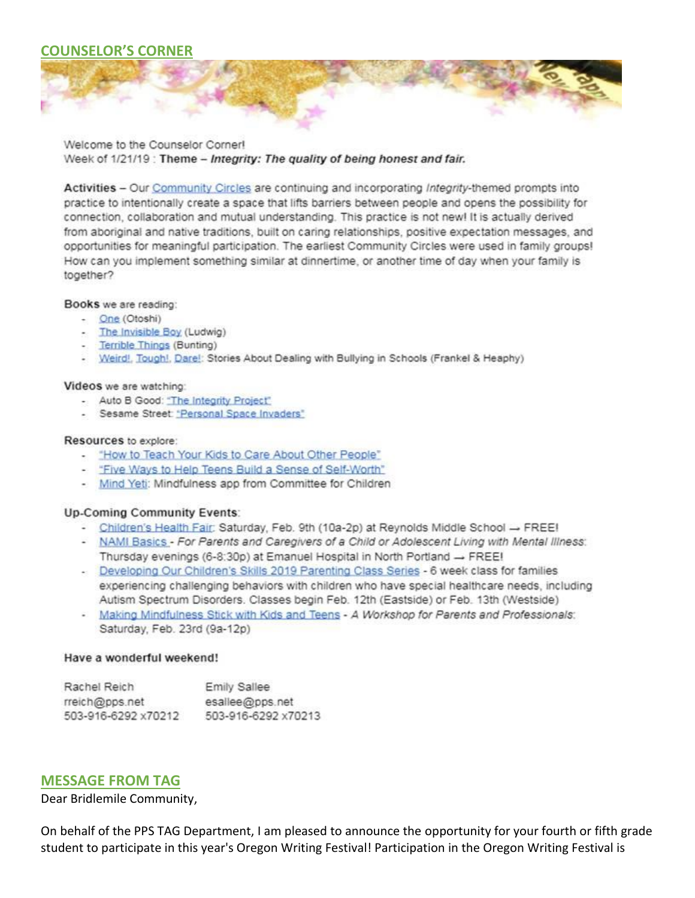## COUNSELOR'S CORNER

Welcome to the Counselor Corner!
Week of 1/21/19 : **Theme – *Integrity: The quality of being honest and fair.***

**Activities** – Our Community Circles are continuing and incorporating *Integrity*-themed prompts into practice to intentionally create a space that lifts barriers between people and opens the possibility for connection, collaboration and mutual understanding. This practice is not new! It is actually derived from aboriginal and native traditions, built on caring relationships, positive expectation messages, and opportunities for meaningful participation. The earliest Community Circles were used in family groups! How can you implement something similar at dinnertime, or another time of day when your family is together?

**Books** we are reading:

- One (Otoshi)
- The Invisible Boy (Ludwig)
- Terrible Things (Bunting)
- Weird!, Tough!, Dare!: Stories About Dealing with Bullying in Schools (Frankel & Heaphy)

**Videos** we are watching:

- Auto B Good: "The Integrity Project"
- Sesame Street: "Personal Space Invaders"

**Resources** to explore:

- "How to Teach Your Kids to Care About Other People"
- "Five Ways to Help Teens Build a Sense of Self-Worth"
- Mind Yeti: Mindfulness app from Committee for Children

**Up-Coming Community Events**:

- Children's Health Fair: Saturday, Feb. 9th (10a-2p) at Reynolds Middle School → FREE!
- NAMI Basics - *For Parents and Caregivers of a Child or Adolescent Living with Mental Illness*: Thursday evenings (6-8:30p) at Emanuel Hospital in North Portland → FREE!
- Developing Our Children's Skills 2019 Parenting Class Series - 6 week class for families experiencing challenging behaviors with children who have special healthcare needs, including Autism Spectrum Disorders. Classes begin Feb. 12th (Eastside) or Feb. 13th (Westside)
- Making Mindfulness Stick with Kids and Teens - *A Workshop for Parents and Professionals*: Saturday, Feb. 23rd (9a-12p)

**Have a wonderful weekend!**

| Rachel Reich | Emily Sallee |
|---|---|
| rreich@pps.net | esallee@pps.net |
| 503-916-6292 x70212 | 503-916-6292 x70213 |

## MESSAGE FROM TAG

Dear Bridlemile Community,

On behalf of the PPS TAG Department, I am pleased to announce the opportunity for your fourth or fifth grade student to participate in this year's Oregon Writing Festival! Participation in the Oregon Writing Festival is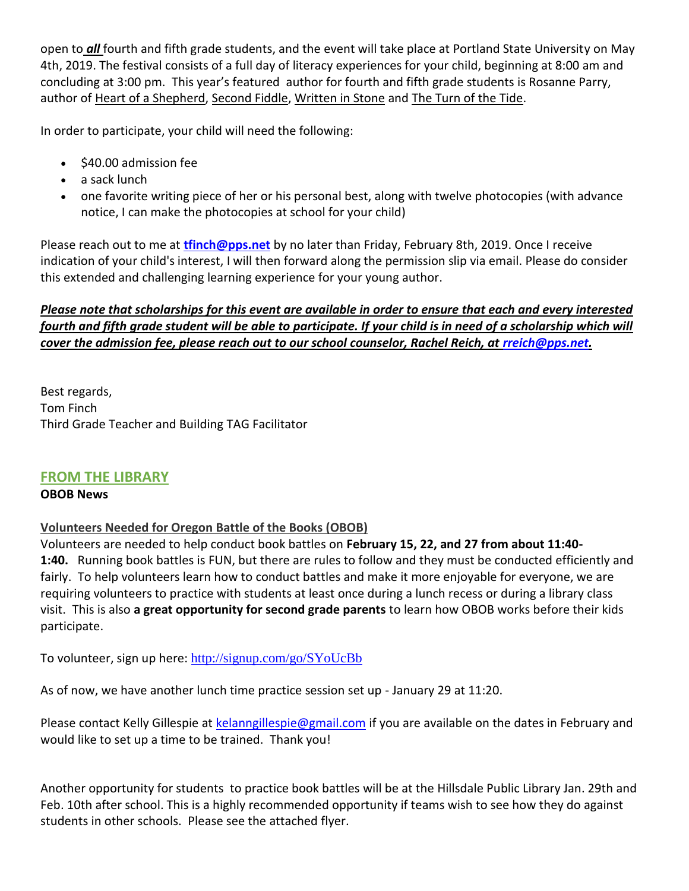open to ***all*** fourth and fifth grade students, and the event will take place at Portland State University on May 4th, 2019. The festival consists of a full day of literacy experiences for your child, beginning at 8:00 am and concluding at 3:00 pm. This year's featured author for fourth and fifth grade students is Rosanne Parry, author of Heart of a Shepherd, Second Fiddle, Written in Stone and The Turn of the Tide.

In order to participate, your child will need the following:

- $40.00 admission fee
- a sack lunch
- one favorite writing piece of her or his personal best, along with twelve photocopies (with advance notice, I can make the photocopies at school for your child)

Please reach out to me at **tfinch@pps.net** by no later than Friday, February 8th, 2019. Once I receive indication of your child's interest, I will then forward along the permission slip via email. Please do consider this extended and challenging learning experience for your young author.

***Please note that scholarships for this event are available in order to ensure that each and every interested fourth and fifth grade student will be able to participate. If your child is in need of a scholarship which will cover the admission fee, please reach out to our school counselor, Rachel Reich, at rreich@pps.net.***

Best regards,
Tom Finch
Third Grade Teacher and Building TAG Facilitator

## FROM THE LIBRARY

**OBOB News**

### Volunteers Needed for Oregon Battle of the Books (OBOB)

Volunteers are needed to help conduct book battles on **February 15, 22, and 27 from about 11:40-1:40.** Running book battles is FUN, but there are rules to follow and they must be conducted efficiently and fairly. To help volunteers learn how to conduct battles and make it more enjoyable for everyone, we are requiring volunteers to practice with students at least once during a lunch recess or during a library class visit. This is also **a great opportunity for second grade parents** to learn how OBOB works before their kids participate.

To volunteer, sign up here: http://signup.com/go/SYoUcBb

As of now, we have another lunch time practice session set up - January 29 at 11:20.

Please contact Kelly Gillespie at kelanngillespie@gmail.com if you are available on the dates in February and would like to set up a time to be trained. Thank you!

Another opportunity for students to practice book battles will be at the Hillsdale Public Library Jan. 29th and Feb. 10th after school. This is a highly recommended opportunity if teams wish to see how they do against students in other schools. Please see the attached flyer.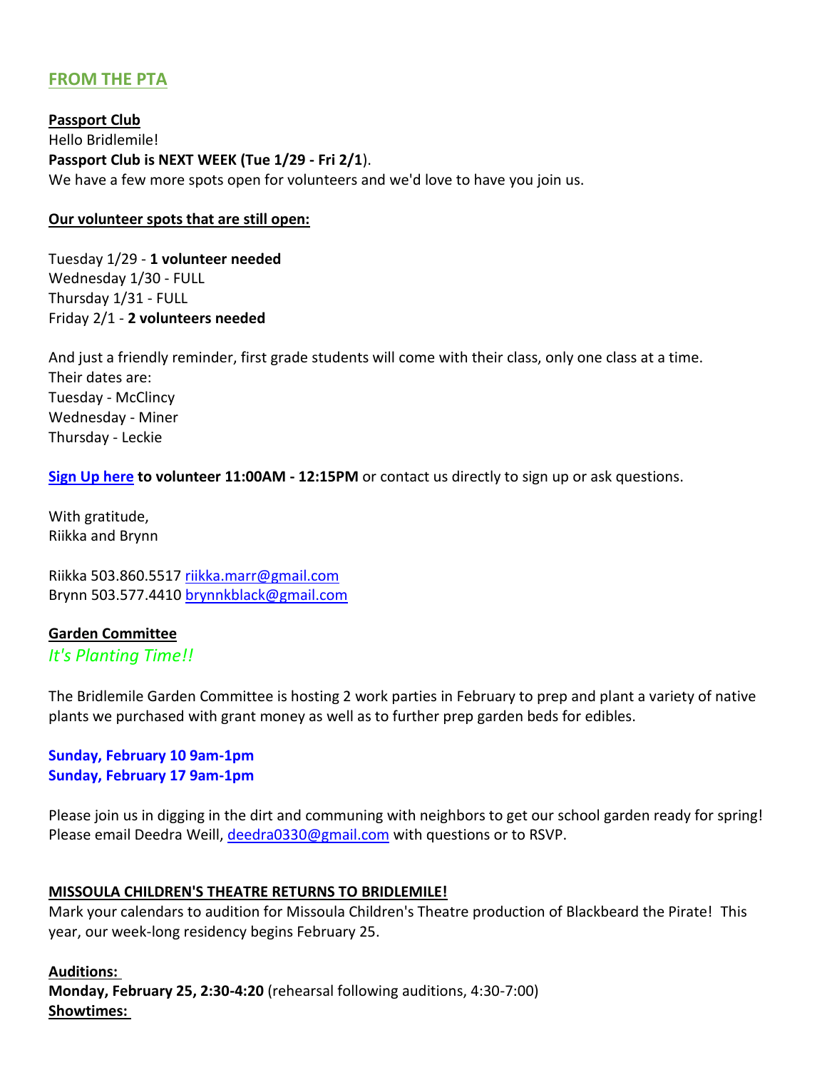## FROM THE PTA

**Passport Club**

Hello Bridlemile!

**Passport Club is NEXT WEEK (Tue 1/29 - Fri 2/1**).

We have a few more spots open for volunteers and we'd love to have you join us.

**Our volunteer spots that are still open:**

Tuesday 1/29 - **1 volunteer needed**
Wednesday 1/30 - FULL
Thursday 1/31 - FULL
Friday 2/1 - **2 volunteers needed**

And just a friendly reminder, first grade students will come with their class, only one class at a time.
Their dates are:
Tuesday - McClincy
Wednesday - Miner
Thursday - Leckie

**Sign Up here to volunteer 11:00AM - 12:15PM** or contact us directly to sign up or ask questions.

With gratitude,
Riikka and Brynn

Riikka 503.860.5517 riikka.marr@gmail.com
Brynn 503.577.4410 brynnkblack@gmail.com

**Garden Committee**

*It's Planting Time!!*

The Bridlemile Garden Committee is hosting 2 work parties in February to prep and plant a variety of native plants we purchased with grant money as well as to further prep garden beds for edibles.

**Sunday, February 10 9am-1pm**
**Sunday, February 17 9am-1pm**

Please join us in digging in the dirt and communing with neighbors to get our school garden ready for spring! Please email Deedra Weill, deedra0330@gmail.com with questions or to RSVP.

**MISSOULA CHILDREN'S THEATRE RETURNS TO BRIDLEMILE!**

Mark your calendars to audition for Missoula Children's Theatre production of Blackbeard the Pirate! This year, our week-long residency begins February 25.

**Auditions:**
**Monday, February 25, 2:30-4:20** (rehearsal following auditions, 4:30-7:00)
**Showtimes:**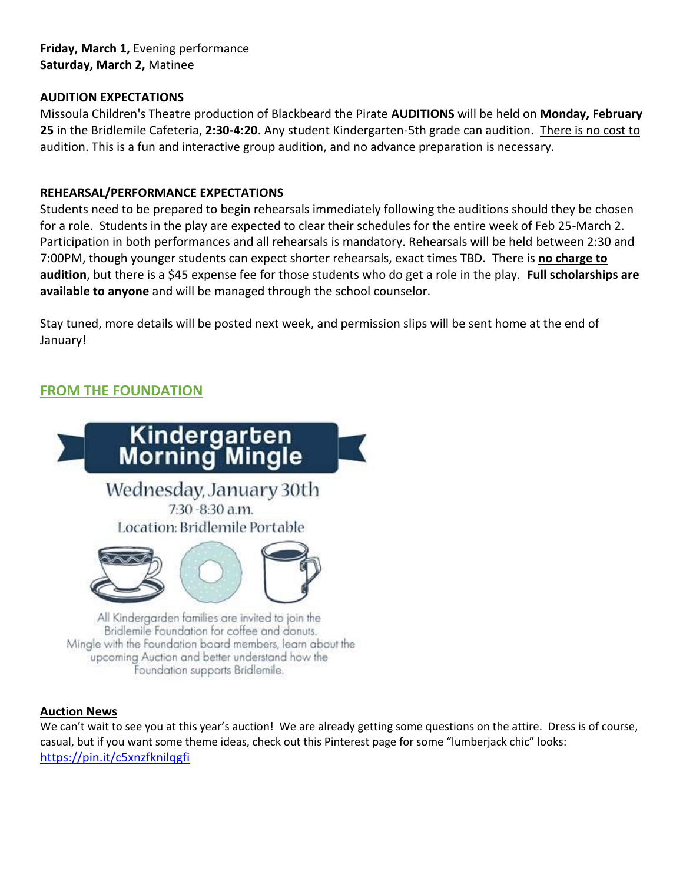**Friday, March 1,** Evening performance
**Saturday, March 2,** Matinee

**AUDITION EXPECTATIONS**

Missoula Children's Theatre production of Blackbeard the Pirate **AUDITIONS** will be held on **Monday, February 25** in the Bridlemile Cafeteria, **2:30-4:20**. Any student Kindergarten-5th grade can audition. There is no cost to audition. This is a fun and interactive group audition, and no advance preparation is necessary.

**REHEARSAL/PERFORMANCE EXPECTATIONS**

Students need to be prepared to begin rehearsals immediately following the auditions should they be chosen for a role. Students in the play are expected to clear their schedules for the entire week of Feb 25-March 2. Participation in both performances and all rehearsals is mandatory. Rehearsals will be held between 2:30 and 7:00PM, though younger students can expect shorter rehearsals, exact times TBD. There is **no charge to audition**, but there is a $45 expense fee for those students who do get a role in the play. **Full scholarships are available to anyone** and will be managed through the school counselor.

Stay tuned, more details will be posted next week, and permission slips will be sent home at the end of January!

## FROM THE FOUNDATION

### Kindergarten Morning Mingle

Wednesday, January 30th
7:30 -8:30 a.m.
Location: Bridlemile Portable

All Kindergarden families are invited to join the Bridlemile Foundation for coffee and donuts. Mingle with the Foundation board members, learn about the upcoming Auction and better understand how the Foundation supports Bridlemile.

**Auction News**

We can't wait to see you at this year's auction! We are already getting some questions on the attire. Dress is of course, casual, but if you want some theme ideas, check out this Pinterest page for some "lumberjack chic" looks: https://pin.it/c5xnzfknilqgfi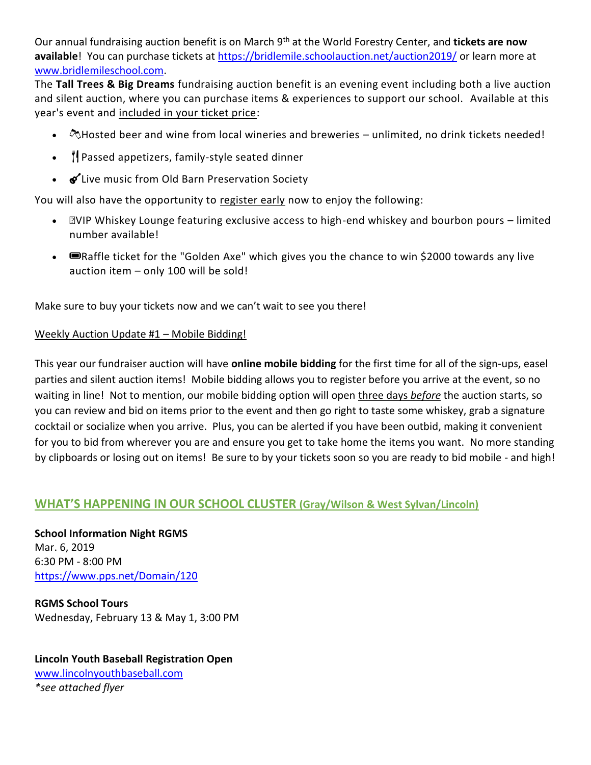Our annual fundraising auction benefit is on March 9th at the World Forestry Center, and **tickets are now available**! You can purchase tickets at https://bridlemile.schoolauction.net/auction2019/ or learn more at www.bridlemileschool.com.

The **Tall Trees & Big Dreams** fundraising auction benefit is an evening event including both a live auction and silent auction, where you can purchase items & experiences to support our school. Available at this year's event and included in your ticket price:

- 🥂Hosted beer and wine from local wineries and breweries – unlimited, no drink tickets needed!
- 🍴Passed appetizers, family-style seated dinner
- 🎸Live music from Old Barn Preservation Society

You will also have the opportunity to register early now to enjoy the following:

- VIP Whiskey Lounge featuring exclusive access to high-end whiskey and bourbon pours – limited number available!
- 🎟Raffle ticket for the "Golden Axe" which gives you the chance to win $2000 towards any live auction item – only 100 will be sold!

Make sure to buy your tickets now and we can't wait to see you there!

Weekly Auction Update #1 – Mobile Bidding!

This year our fundraiser auction will have **online mobile bidding** for the first time for all of the sign-ups, easel parties and silent auction items! Mobile bidding allows you to register before you arrive at the event, so no waiting in line! Not to mention, our mobile bidding option will open three days *before* the auction starts, so you can review and bid on items prior to the event and then go right to taste some whiskey, grab a signature cocktail or socialize when you arrive. Plus, you can be alerted if you have been outbid, making it convenient for you to bid from wherever you are and ensure you get to take home the items you want. No more standing by clipboards or losing out on items! Be sure to by your tickets soon so you are ready to bid mobile - and high!

## WHAT'S HAPPENING IN OUR SCHOOL CLUSTER (Gray/Wilson & West Sylvan/Lincoln)

**School Information Night RGMS**
Mar. 6, 2019
6:30 PM - 8:00 PM
https://www.pps.net/Domain/120

**RGMS School Tours**
Wednesday, February 13 & May 1, 3:00 PM

**Lincoln Youth Baseball Registration Open**
www.lincolnyouthbaseball.com
*\*see attached flyer*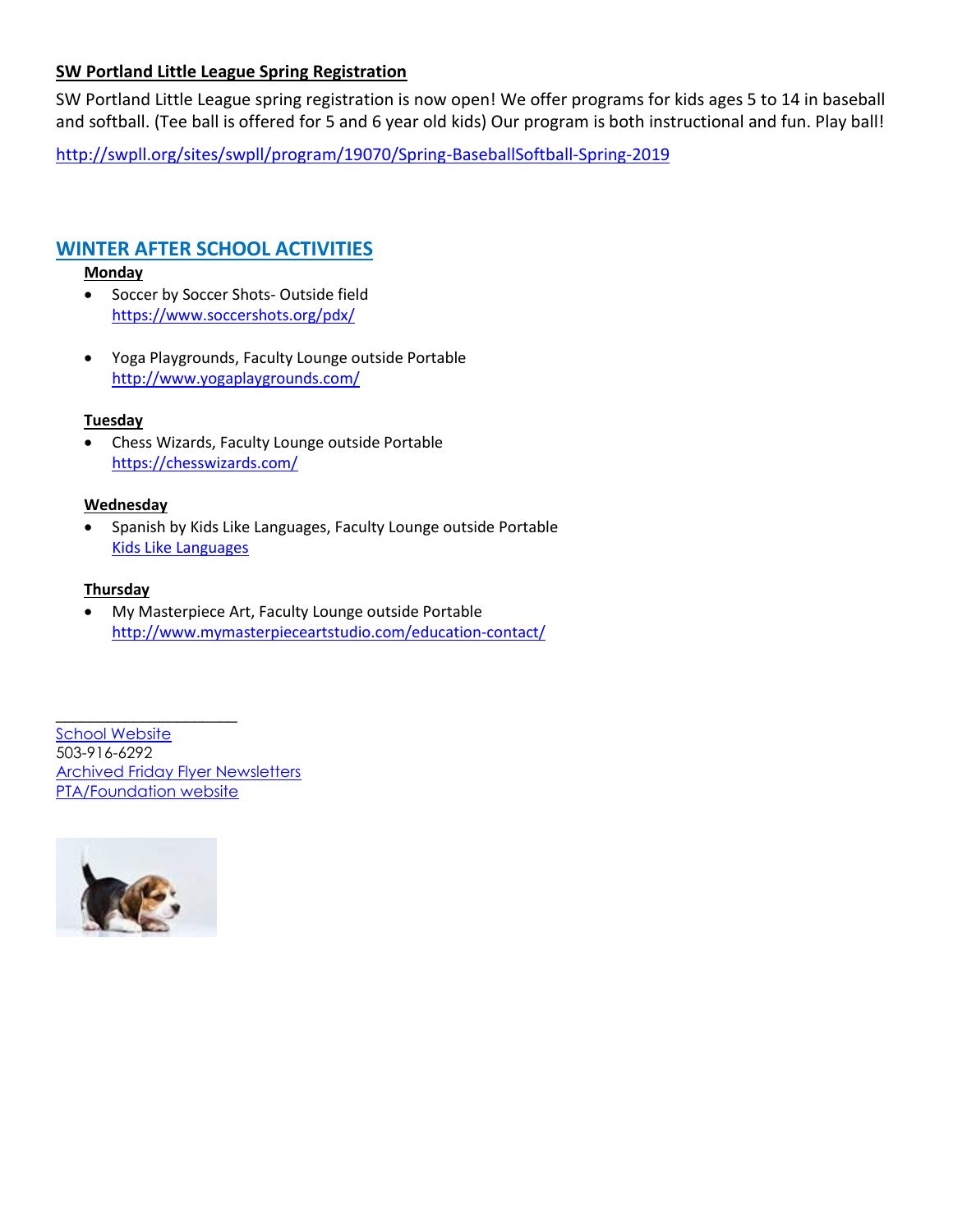**SW Portland Little League Spring Registration**

SW Portland Little League spring registration is now open! We offer programs for kids ages 5 to 14 in baseball and softball. (Tee ball is offered for 5 and 6 year old kids) Our program is both instructional and fun. Play ball!

http://swpll.org/sites/swpll/program/19070/Spring-BaseballSoftball-Spring-2019

## WINTER AFTER SCHOOL ACTIVITIES

**Monday**

- Soccer by Soccer Shots- Outside field
  https://www.soccershots.org/pdx/

- Yoga Playgrounds, Faculty Lounge outside Portable
  http://www.yogaplaygrounds.com/

**Tuesday**

- Chess Wizards, Faculty Lounge outside Portable
  https://chesswizards.com/

**Wednesday**

- Spanish by Kids Like Languages, Faculty Lounge outside Portable
  Kids Like Languages

**Thursday**

- My Masterpiece Art, Faculty Lounge outside Portable
  http://www.mymasterpieceartstudio.com/education-contact/

---

School Website
503-916-6292
Archived Friday Flyer Newsletters
PTA/Foundation website